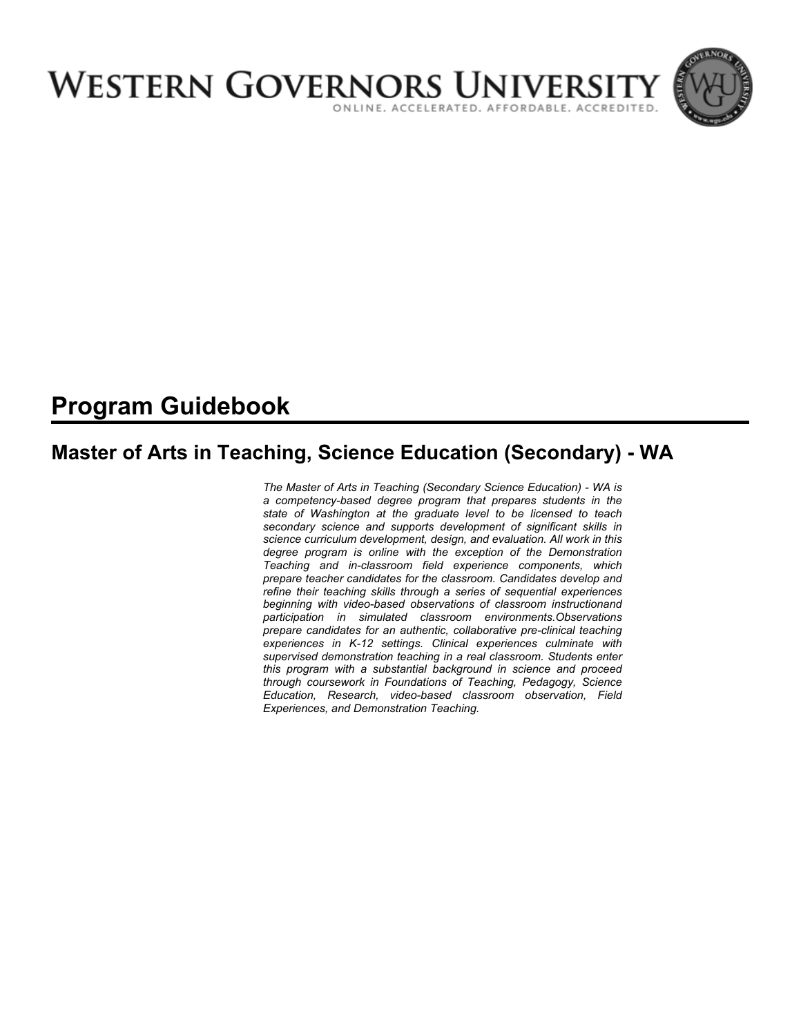# WESTERN GOVERNORS UNIVERSITY

ONLINE. ACCELERATED. AFFORDABLE. ACCREDITED.

# Program Guidebook

## Master of Arts in Teaching, Science Education (Secondary) - WA

*The Master of Arts in Teaching (Secondary Science Education) - WA is a competency-based degree program that prepares students in the state of Washington at the graduate level to be licensed to teach secondary science and supports development of significant skills in science curriculum development, design, and evaluation. All work in this degree program is online with the exception of the Demonstration Teaching and in-classroom field experience components, which prepare teacher candidates for the classroom. Candidates develop and refine their teaching skills through a series of sequential experiences beginning with video-based observations of classroom instructionand participation in simulated classroom environments.Observations prepare candidates for an authentic, collaborative pre-clinical teaching experiences in K-12 settings. Clinical experiences culminate with supervised demonstration teaching in a real classroom. Students enter this program with a substantial background in science and proceed through coursework in Foundations of Teaching, Pedagogy, Science Education, Research, video-based classroom observation, Field Experiences, and Demonstration Teaching.*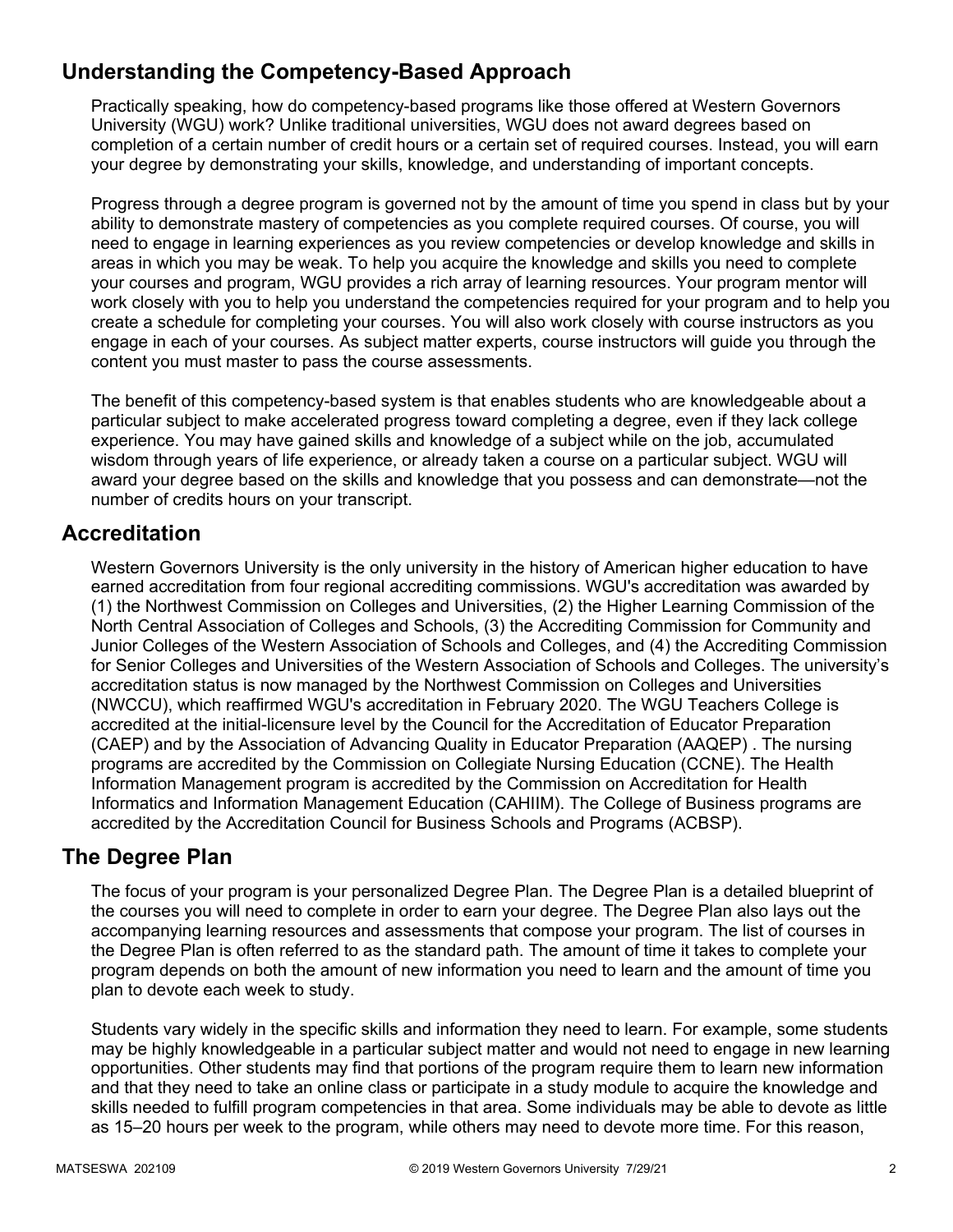## Understanding the Competency-Based Approach

Practically speaking, how do competency-based programs like those offered at Western Governors University (WGU) work? Unlike traditional universities, WGU does not award degrees based on completion of a certain number of credit hours or a certain set of required courses. Instead, you will earn your degree by demonstrating your skills, knowledge, and understanding of important concepts.

Progress through a degree program is governed not by the amount of time you spend in class but by your ability to demonstrate mastery of competencies as you complete required courses. Of course, you will need to engage in learning experiences as you review competencies or develop knowledge and skills in areas in which you may be weak. To help you acquire the knowledge and skills you need to complete your courses and program, WGU provides a rich array of learning resources. Your program mentor will work closely with you to help you understand the competencies required for your program and to help you create a schedule for completing your courses. You will also work closely with course instructors as you engage in each of your courses. As subject matter experts, course instructors will guide you through the content you must master to pass the course assessments.

The benefit of this competency-based system is that enables students who are knowledgeable about a particular subject to make accelerated progress toward completing a degree, even if they lack college experience. You may have gained skills and knowledge of a subject while on the job, accumulated wisdom through years of life experience, or already taken a course on a particular subject. WGU will award your degree based on the skills and knowledge that you possess and can demonstrate—not the number of credits hours on your transcript.

## Accreditation

Western Governors University is the only university in the history of American higher education to have earned accreditation from four regional accrediting commissions. WGU's accreditation was awarded by (1) the Northwest Commission on Colleges and Universities, (2) the Higher Learning Commission of the North Central Association of Colleges and Schools, (3) the Accrediting Commission for Community and Junior Colleges of the Western Association of Schools and Colleges, and (4) the Accrediting Commission for Senior Colleges and Universities of the Western Association of Schools and Colleges. The university's accreditation status is now managed by the Northwest Commission on Colleges and Universities (NWCCU), which reaffirmed WGU's accreditation in February 2020. The WGU Teachers College is accredited at the initial-licensure level by the Council for the Accreditation of Educator Preparation (CAEP) and by the Association of Advancing Quality in Educator Preparation (AAQEP) . The nursing programs are accredited by the Commission on Collegiate Nursing Education (CCNE). The Health Information Management program is accredited by the Commission on Accreditation for Health Informatics and Information Management Education (CAHIIM). The College of Business programs are accredited by the Accreditation Council for Business Schools and Programs (ACBSP).

## The Degree Plan

The focus of your program is your personalized Degree Plan. The Degree Plan is a detailed blueprint of the courses you will need to complete in order to earn your degree. The Degree Plan also lays out the accompanying learning resources and assessments that compose your program. The list of courses in the Degree Plan is often referred to as the standard path. The amount of time it takes to complete your program depends on both the amount of new information you need to learn and the amount of time you plan to devote each week to study.

Students vary widely in the specific skills and information they need to learn. For example, some students may be highly knowledgeable in a particular subject matter and would not need to engage in new learning opportunities. Other students may find that portions of the program require them to learn new information and that they need to take an online class or participate in a study module to acquire the knowledge and skills needed to fulfill program competencies in that area. Some individuals may be able to devote as little as 15–20 hours per week to the program, while others may need to devote more time. For this reason,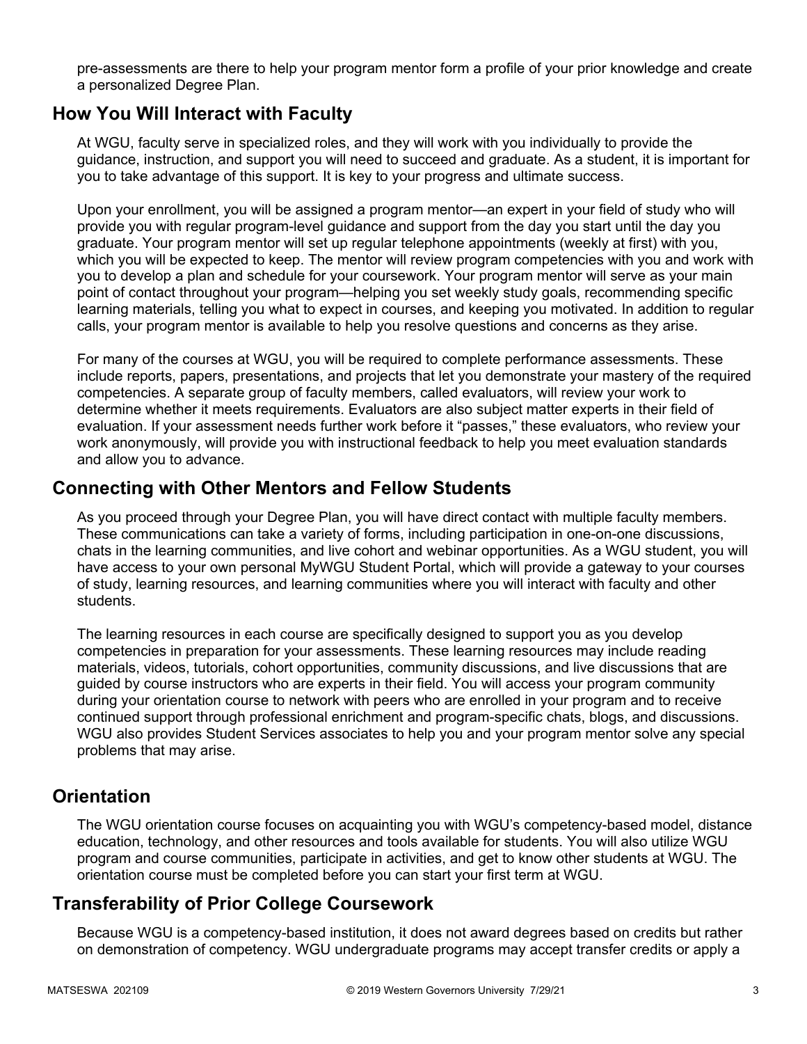pre-assessments are there to help your program mentor form a profile of your prior knowledge and create a personalized Degree Plan.

## How You Will Interact with Faculty

At WGU, faculty serve in specialized roles, and they will work with you individually to provide the guidance, instruction, and support you will need to succeed and graduate. As a student, it is important for you to take advantage of this support. It is key to your progress and ultimate success.

Upon your enrollment, you will be assigned a program mentor—an expert in your field of study who will provide you with regular program-level guidance and support from the day you start until the day you graduate. Your program mentor will set up regular telephone appointments (weekly at first) with you, which you will be expected to keep. The mentor will review program competencies with you and work with you to develop a plan and schedule for your coursework. Your program mentor will serve as your main point of contact throughout your program—helping you set weekly study goals, recommending specific learning materials, telling you what to expect in courses, and keeping you motivated. In addition to regular calls, your program mentor is available to help you resolve questions and concerns as they arise.

For many of the courses at WGU, you will be required to complete performance assessments. These include reports, papers, presentations, and projects that let you demonstrate your mastery of the required competencies. A separate group of faculty members, called evaluators, will review your work to determine whether it meets requirements. Evaluators are also subject matter experts in their field of evaluation. If your assessment needs further work before it "passes," these evaluators, who review your work anonymously, will provide you with instructional feedback to help you meet evaluation standards and allow you to advance.

## Connecting with Other Mentors and Fellow Students

As you proceed through your Degree Plan, you will have direct contact with multiple faculty members. These communications can take a variety of forms, including participation in one-on-one discussions, chats in the learning communities, and live cohort and webinar opportunities. As a WGU student, you will have access to your own personal MyWGU Student Portal, which will provide a gateway to your courses of study, learning resources, and learning communities where you will interact with faculty and other students.

The learning resources in each course are specifically designed to support you as you develop competencies in preparation for your assessments. These learning resources may include reading materials, videos, tutorials, cohort opportunities, community discussions, and live discussions that are guided by course instructors who are experts in their field. You will access your program community during your orientation course to network with peers who are enrolled in your program and to receive continued support through professional enrichment and program-specific chats, blogs, and discussions. WGU also provides Student Services associates to help you and your program mentor solve any special problems that may arise.

## Orientation

The WGU orientation course focuses on acquainting you with WGU's competency-based model, distance education, technology, and other resources and tools available for students. You will also utilize WGU program and course communities, participate in activities, and get to know other students at WGU. The orientation course must be completed before you can start your first term at WGU.

## Transferability of Prior College Coursework

Because WGU is a competency-based institution, it does not award degrees based on credits but rather on demonstration of competency. WGU undergraduate programs may accept transfer credits or apply a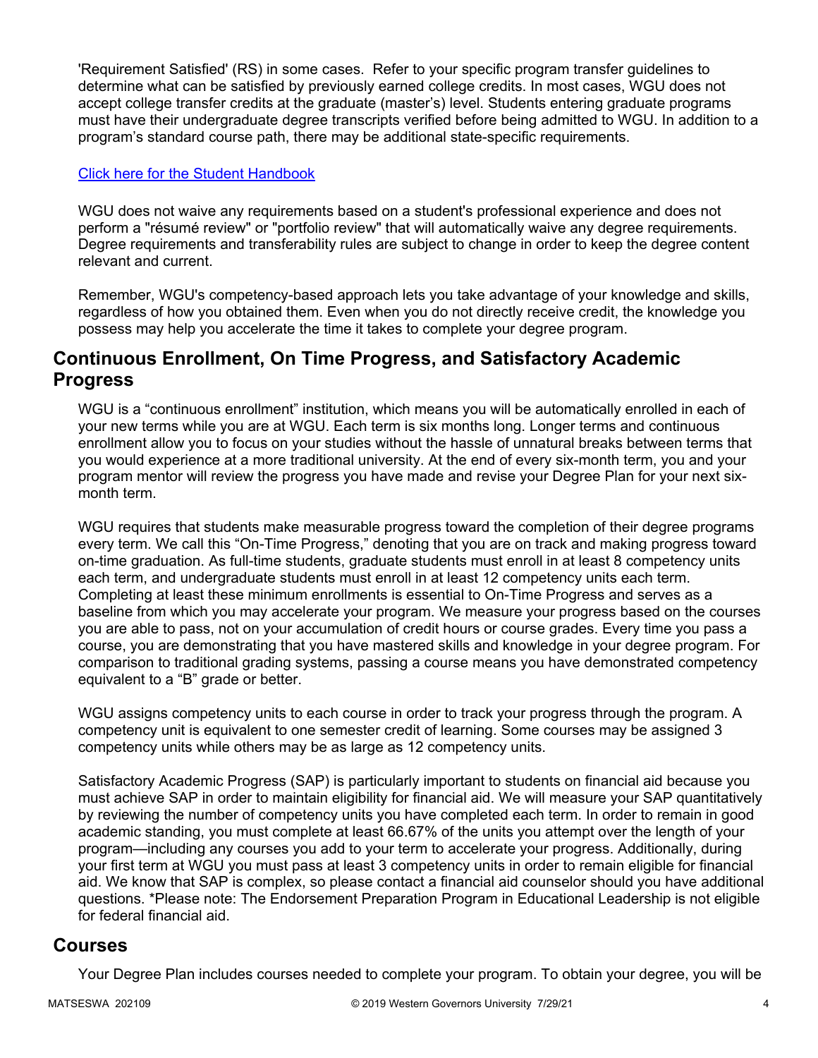'Requirement Satisfied' (RS) in some cases. Refer to your specific program transfer guidelines to determine what can be satisfied by previously earned college credits. In most cases, WGU does not accept college transfer credits at the graduate (master's) level. Students entering graduate programs must have their undergraduate degree transcripts verified before being admitted to WGU. In addition to a program's standard course path, there may be additional state-specific requirements.

[Click here for the Student Handbook]

WGU does not waive any requirements based on a student's professional experience and does not perform a "résumé review" or "portfolio review" that will automatically waive any degree requirements. Degree requirements and transferability rules are subject to change in order to keep the degree content relevant and current.

Remember, WGU's competency-based approach lets you take advantage of your knowledge and skills, regardless of how you obtained them. Even when you do not directly receive credit, the knowledge you possess may help you accelerate the time it takes to complete your degree program.

## Continuous Enrollment, On Time Progress, and Satisfactory Academic Progress

WGU is a "continuous enrollment" institution, which means you will be automatically enrolled in each of your new terms while you are at WGU. Each term is six months long. Longer terms and continuous enrollment allow you to focus on your studies without the hassle of unnatural breaks between terms that you would experience at a more traditional university. At the end of every six-month term, you and your program mentor will review the progress you have made and revise your Degree Plan for your next six-month term.

WGU requires that students make measurable progress toward the completion of their degree programs every term. We call this "On-Time Progress," denoting that you are on track and making progress toward on-time graduation. As full-time students, graduate students must enroll in at least 8 competency units each term, and undergraduate students must enroll in at least 12 competency units each term. Completing at least these minimum enrollments is essential to On-Time Progress and serves as a baseline from which you may accelerate your program. We measure your progress based on the courses you are able to pass, not on your accumulation of credit hours or course grades. Every time you pass a course, you are demonstrating that you have mastered skills and knowledge in your degree program. For comparison to traditional grading systems, passing a course means you have demonstrated competency equivalent to a "B" grade or better.

WGU assigns competency units to each course in order to track your progress through the program. A competency unit is equivalent to one semester credit of learning. Some courses may be assigned 3 competency units while others may be as large as 12 competency units.

Satisfactory Academic Progress (SAP) is particularly important to students on financial aid because you must achieve SAP in order to maintain eligibility for financial aid. We will measure your SAP quantitatively by reviewing the number of competency units you have completed each term. In order to remain in good academic standing, you must complete at least 66.67% of the units you attempt over the length of your program—including any courses you add to your term to accelerate your progress. Additionally, during your first term at WGU you must pass at least 3 competency units in order to remain eligible for financial aid. We know that SAP is complex, so please contact a financial aid counselor should you have additional questions. *Please note: The Endorsement Preparation Program in Educational Leadership is not eligible for federal financial aid.

## Courses

Your Degree Plan includes courses needed to complete your program. To obtain your degree, you will be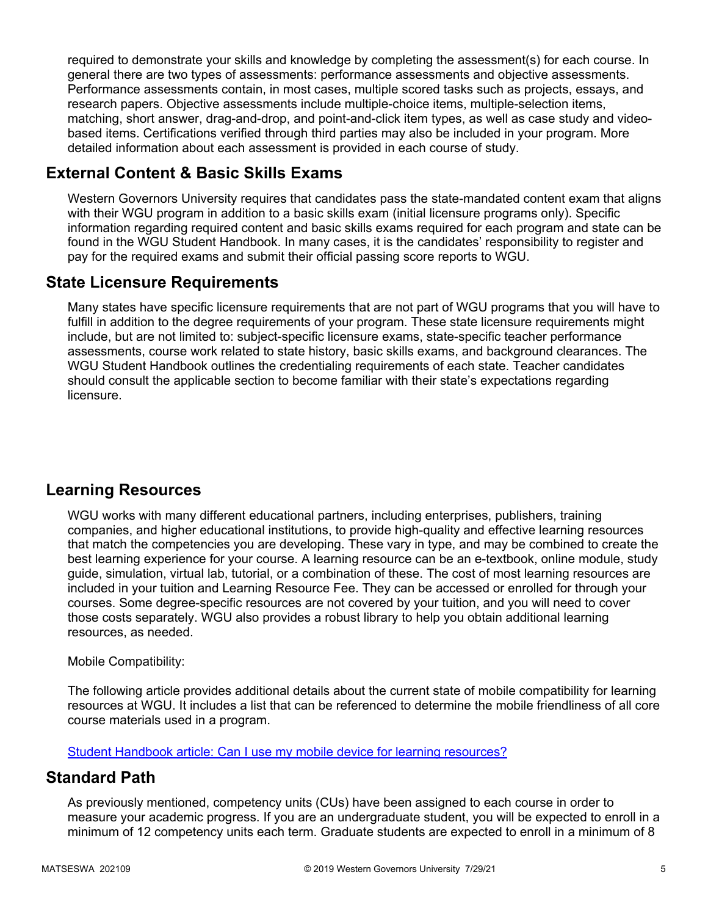required to demonstrate your skills and knowledge by completing the assessment(s) for each course. In general there are two types of assessments: performance assessments and objective assessments. Performance assessments contain, in most cases, multiple scored tasks such as projects, essays, and research papers. Objective assessments include multiple-choice items, multiple-selection items, matching, short answer, drag-and-drop, and point-and-click item types, as well as case study and video-based items. Certifications verified through third parties may also be included in your program. More detailed information about each assessment is provided in each course of study.

## External Content & Basic Skills Exams

Western Governors University requires that candidates pass the state-mandated content exam that aligns with their WGU program in addition to a basic skills exam (initial licensure programs only). Specific information regarding required content and basic skills exams required for each program and state can be found in the WGU Student Handbook. In many cases, it is the candidates' responsibility to register and pay for the required exams and submit their official passing score reports to WGU.

## State Licensure Requirements

Many states have specific licensure requirements that are not part of WGU programs that you will have to fulfill in addition to the degree requirements of your program. These state licensure requirements might include, but are not limited to: subject-specific licensure exams, state-specific teacher performance assessments, course work related to state history, basic skills exams, and background clearances. The WGU Student Handbook outlines the credentialing requirements of each state. Teacher candidates should consult the applicable section to become familiar with their state's expectations regarding licensure.

## Learning Resources

WGU works with many different educational partners, including enterprises, publishers, training companies, and higher educational institutions, to provide high-quality and effective learning resources that match the competencies you are developing. These vary in type, and may be combined to create the best learning experience for your course. A learning resource can be an e-textbook, online module, study guide, simulation, virtual lab, tutorial, or a combination of these. The cost of most learning resources are included in your tuition and Learning Resource Fee. They can be accessed or enrolled for through your courses. Some degree-specific resources are not covered by your tuition, and you will need to cover those costs separately. WGU also provides a robust library to help you obtain additional learning resources, as needed.

Mobile Compatibility:

The following article provides additional details about the current state of mobile compatibility for learning resources at WGU. It includes a list that can be referenced to determine the mobile friendliness of all core course materials used in a program.

Student Handbook article: Can I use my mobile device for learning resources?

## Standard Path

As previously mentioned, competency units (CUs) have been assigned to each course in order to measure your academic progress. If you are an undergraduate student, you will be expected to enroll in a minimum of 12 competency units each term. Graduate students are expected to enroll in a minimum of 8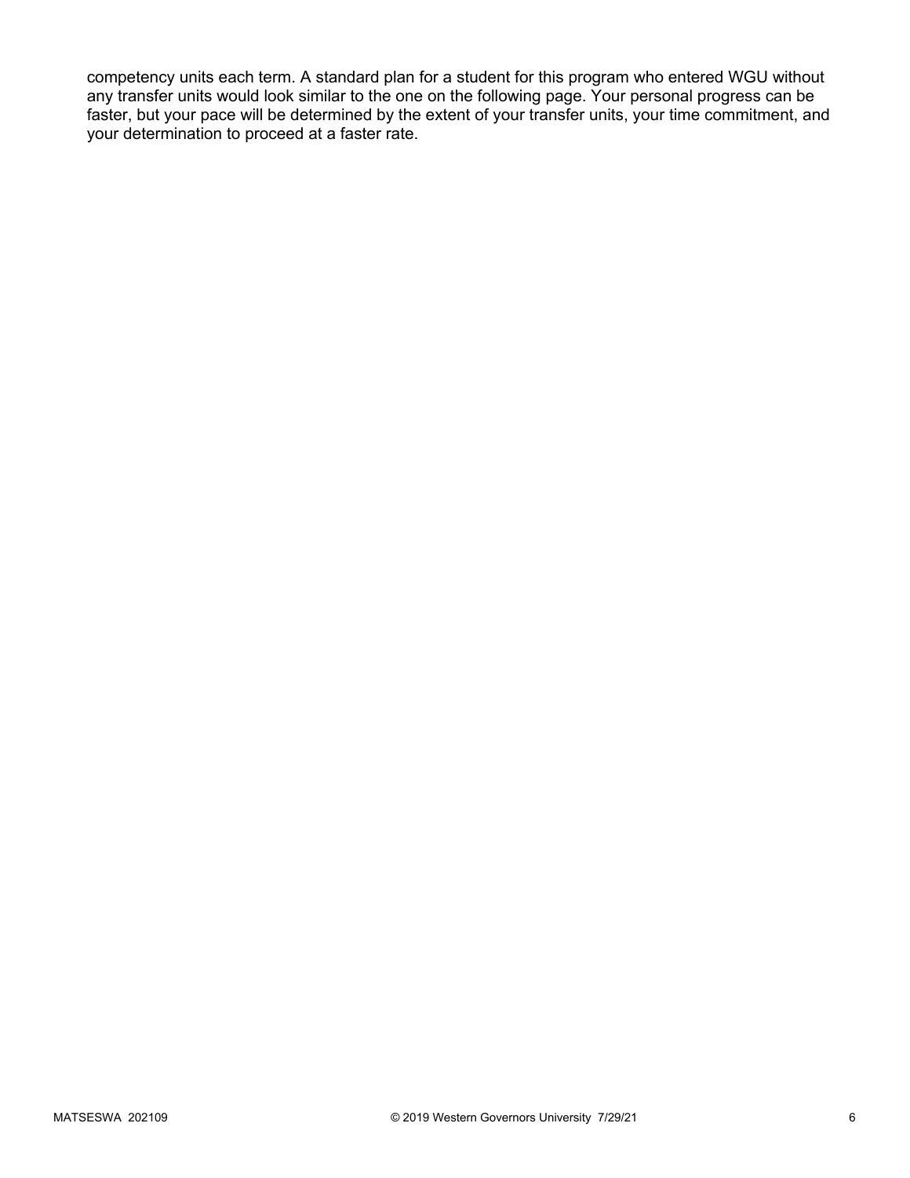competency units each term. A standard plan for a student for this program who entered WGU without any transfer units would look similar to the one on the following page. Your personal progress can be faster, but your pace will be determined by the extent of your transfer units, your time commitment, and your determination to proceed at a faster rate.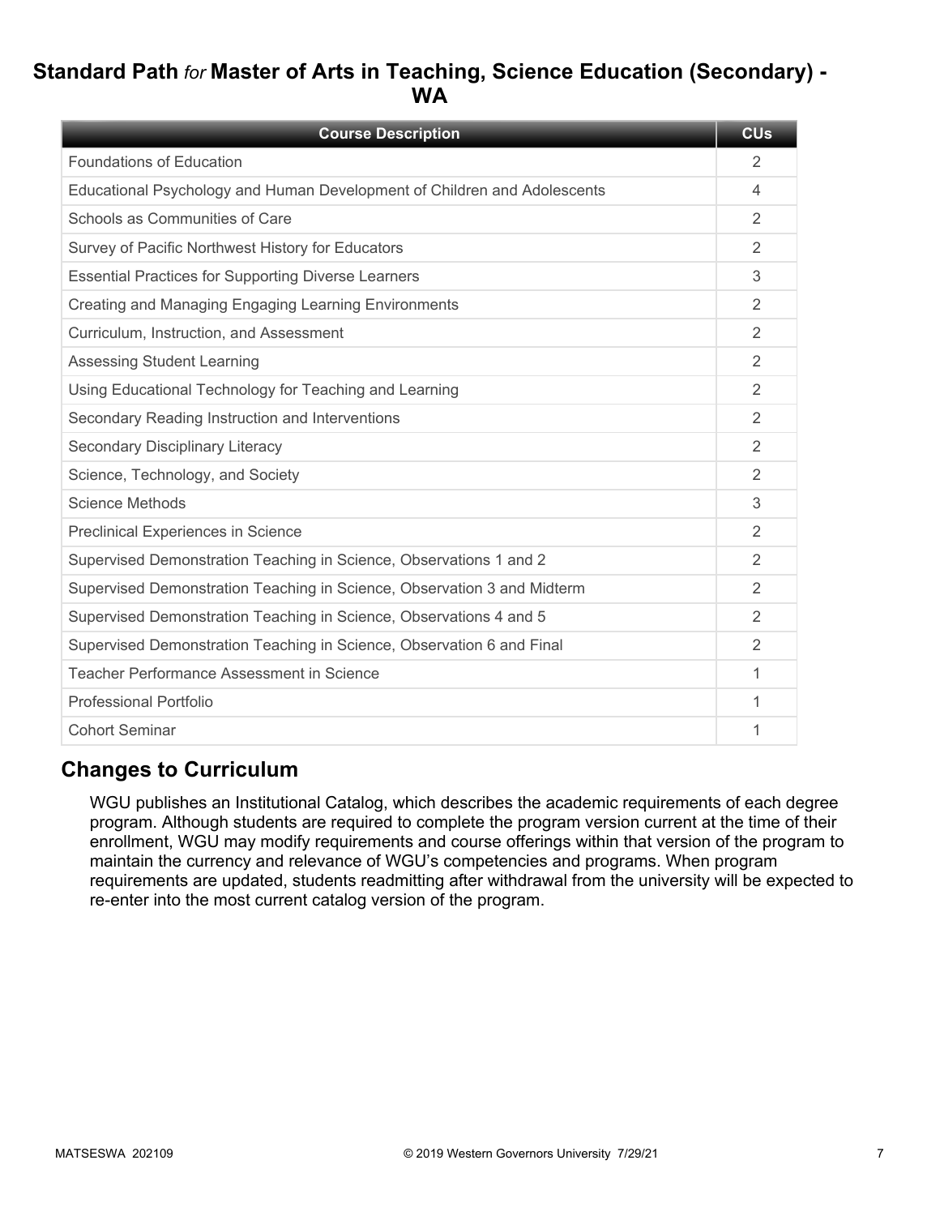## Standard Path *for* Master of Arts in Teaching, Science Education (Secondary) - WA

| Course Description | CUs |
| --- | --- |
| Foundations of Education | 2 |
| Educational Psychology and Human Development of Children and Adolescents | 4 |
| Schools as Communities of Care | 2 |
| Survey of Pacific Northwest History for Educators | 2 |
| Essential Practices for Supporting Diverse Learners | 3 |
| Creating and Managing Engaging Learning Environments | 2 |
| Curriculum, Instruction, and Assessment | 2 |
| Assessing Student Learning | 2 |
| Using Educational Technology for Teaching and Learning | 2 |
| Secondary Reading Instruction and Interventions | 2 |
| Secondary Disciplinary Literacy | 2 |
| Science, Technology, and Society | 2 |
| Science Methods | 3 |
| Preclinical Experiences in Science | 2 |
| Supervised Demonstration Teaching in Science, Observations 1 and 2 | 2 |
| Supervised Demonstration Teaching in Science, Observation 3 and Midterm | 2 |
| Supervised Demonstration Teaching in Science, Observations 4 and 5 | 2 |
| Supervised Demonstration Teaching in Science, Observation 6 and Final | 2 |
| Teacher Performance Assessment in Science | 1 |
| Professional Portfolio | 1 |
| Cohort Seminar | 1 |

## Changes to Curriculum

WGU publishes an Institutional Catalog, which describes the academic requirements of each degree program. Although students are required to complete the program version current at the time of their enrollment, WGU may modify requirements and course offerings within that version of the program to maintain the currency and relevance of WGU's competencies and programs. When program requirements are updated, students readmitting after withdrawal from the university will be expected to re-enter into the most current catalog version of the program.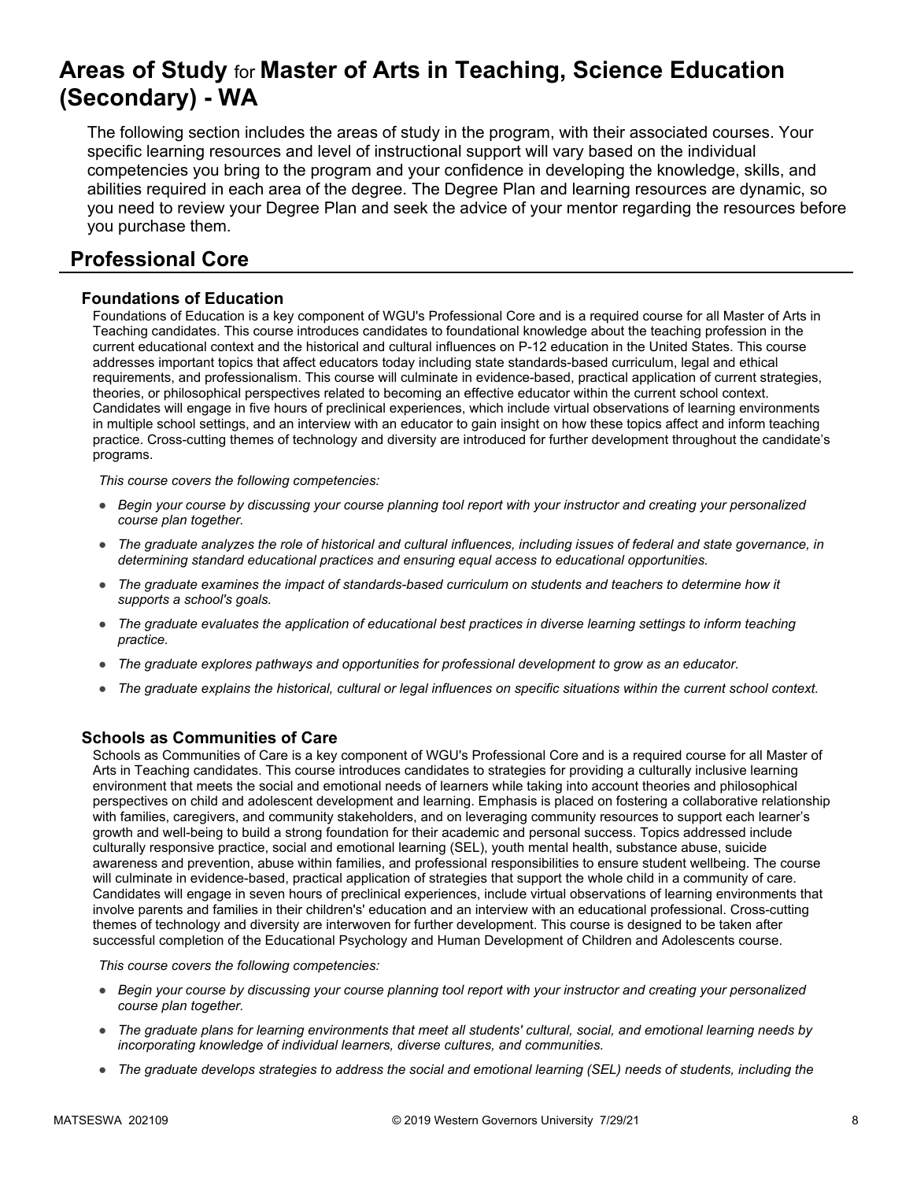# Areas of Study for Master of Arts in Teaching, Science Education (Secondary) - WA

The following section includes the areas of study in the program, with their associated courses. Your specific learning resources and level of instructional support will vary based on the individual competencies you bring to the program and your confidence in developing the knowledge, skills, and abilities required in each area of the degree. The Degree Plan and learning resources are dynamic, so you need to review your Degree Plan and seek the advice of your mentor regarding the resources before you purchase them.

## Professional Core

### Foundations of Education

Foundations of Education is a key component of WGU's Professional Core and is a required course for all Master of Arts in Teaching candidates. This course introduces candidates to foundational knowledge about the teaching profession in the current educational context and the historical and cultural influences on P-12 education in the United States. This course addresses important topics that affect educators today including state standards-based curriculum, legal and ethical requirements, and professionalism. This course will culminate in evidence-based, practical application of current strategies, theories, or philosophical perspectives related to becoming an effective educator within the current school context. Candidates will engage in five hours of preclinical experiences, which include virtual observations of learning environments in multiple school settings, and an interview with an educator to gain insight on how these topics affect and inform teaching practice. Cross-cutting themes of technology and diversity are introduced for further development throughout the candidate's programs.

*This course covers the following competencies:*

- *Begin your course by discussing your course planning tool report with your instructor and creating your personalized course plan together.*
- *The graduate analyzes the role of historical and cultural influences, including issues of federal and state governance, in determining standard educational practices and ensuring equal access to educational opportunities.*
- *The graduate examines the impact of standards-based curriculum on students and teachers to determine how it supports a school's goals.*
- *The graduate evaluates the application of educational best practices in diverse learning settings to inform teaching practice.*
- *The graduate explores pathways and opportunities for professional development to grow as an educator.*
- *The graduate explains the historical, cultural or legal influences on specific situations within the current school context.*

### Schools as Communities of Care

Schools as Communities of Care is a key component of WGU's Professional Core and is a required course for all Master of Arts in Teaching candidates. This course introduces candidates to strategies for providing a culturally inclusive learning environment that meets the social and emotional needs of learners while taking into account theories and philosophical perspectives on child and adolescent development and learning. Emphasis is placed on fostering a collaborative relationship with families, caregivers, and community stakeholders, and on leveraging community resources to support each learner's growth and well-being to build a strong foundation for their academic and personal success. Topics addressed include culturally responsive practice, social and emotional learning (SEL), youth mental health, substance abuse, suicide awareness and prevention, abuse within families, and professional responsibilities to ensure student wellbeing. The course will culminate in evidence-based, practical application of strategies that support the whole child in a community of care. Candidates will engage in seven hours of preclinical experiences, include virtual observations of learning environments that involve parents and families in their children's' education and an interview with an educational professional. Cross-cutting themes of technology and diversity are interwoven for further development. This course is designed to be taken after successful completion of the Educational Psychology and Human Development of Children and Adolescents course.

*This course covers the following competencies:*

- *Begin your course by discussing your course planning tool report with your instructor and creating your personalized course plan together.*
- *The graduate plans for learning environments that meet all students' cultural, social, and emotional learning needs by incorporating knowledge of individual learners, diverse cultures, and communities.*
- *The graduate develops strategies to address the social and emotional learning (SEL) needs of students, including the*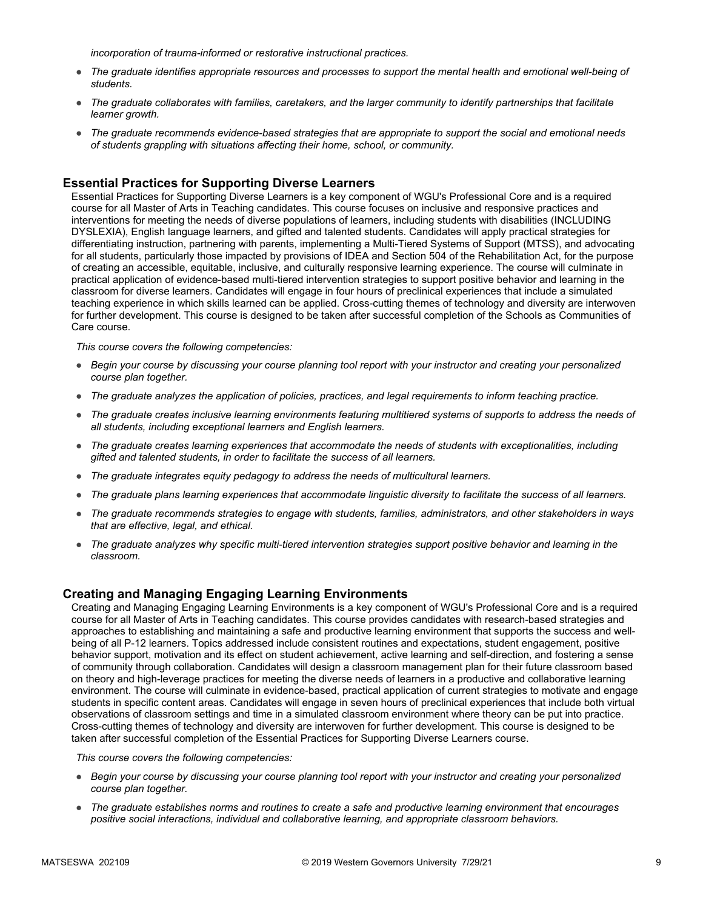*incorporation of trauma-informed or restorative instructional practices.*

- *The graduate identifies appropriate resources and processes to support the mental health and emotional well-being of students.*
- *The graduate collaborates with families, caretakers, and the larger community to identify partnerships that facilitate learner growth.*
- *The graduate recommends evidence-based strategies that are appropriate to support the social and emotional needs of students grappling with situations affecting their home, school, or community.*

## Essential Practices for Supporting Diverse Learners

Essential Practices for Supporting Diverse Learners is a key component of WGU's Professional Core and is a required course for all Master of Arts in Teaching candidates. This course focuses on inclusive and responsive practices and interventions for meeting the needs of diverse populations of learners, including students with disabilities (INCLUDING DYSLEXIA), English language learners, and gifted and talented students. Candidates will apply practical strategies for differentiating instruction, partnering with parents, implementing a Multi-Tiered Systems of Support (MTSS), and advocating for all students, particularly those impacted by provisions of IDEA and Section 504 of the Rehabilitation Act, for the purpose of creating an accessible, equitable, inclusive, and culturally responsive learning experience. The course will culminate in practical application of evidence-based multi-tiered intervention strategies to support positive behavior and learning in the classroom for diverse learners. Candidates will engage in four hours of preclinical experiences that include a simulated teaching experience in which skills learned can be applied. Cross-cutting themes of technology and diversity are interwoven for further development. This course is designed to be taken after successful completion of the Schools as Communities of Care course.

*This course covers the following competencies:*

- *Begin your course by discussing your course planning tool report with your instructor and creating your personalized course plan together.*
- *The graduate analyzes the application of policies, practices, and legal requirements to inform teaching practice.*
- *The graduate creates inclusive learning environments featuring multitiered systems of supports to address the needs of all students, including exceptional learners and English learners.*
- *The graduate creates learning experiences that accommodate the needs of students with exceptionalities, including gifted and talented students, in order to facilitate the success of all learners.*
- *The graduate integrates equity pedagogy to address the needs of multicultural learners.*
- *The graduate plans learning experiences that accommodate linguistic diversity to facilitate the success of all learners.*
- *The graduate recommends strategies to engage with students, families, administrators, and other stakeholders in ways that are effective, legal, and ethical.*
- *The graduate analyzes why specific multi-tiered intervention strategies support positive behavior and learning in the classroom.*

## Creating and Managing Engaging Learning Environments

Creating and Managing Engaging Learning Environments is a key component of WGU's Professional Core and is a required course for all Master of Arts in Teaching candidates. This course provides candidates with research-based strategies and approaches to establishing and maintaining a safe and productive learning environment that supports the success and well-being of all P-12 learners. Topics addressed include consistent routines and expectations, student engagement, positive behavior support, motivation and its effect on student achievement, active learning and self-direction, and fostering a sense of community through collaboration. Candidates will design a classroom management plan for their future classroom based on theory and high-leverage practices for meeting the diverse needs of learners in a productive and collaborative learning environment. The course will culminate in evidence-based, practical application of current strategies to motivate and engage students in specific content areas. Candidates will engage in seven hours of preclinical experiences that include both virtual observations of classroom settings and time in a simulated classroom environment where theory can be put into practice. Cross-cutting themes of technology and diversity are interwoven for further development. This course is designed to be taken after successful completion of the Essential Practices for Supporting Diverse Learners course.

*This course covers the following competencies:*

- *Begin your course by discussing your course planning tool report with your instructor and creating your personalized course plan together.*
- *The graduate establishes norms and routines to create a safe and productive learning environment that encourages positive social interactions, individual and collaborative learning, and appropriate classroom behaviors.*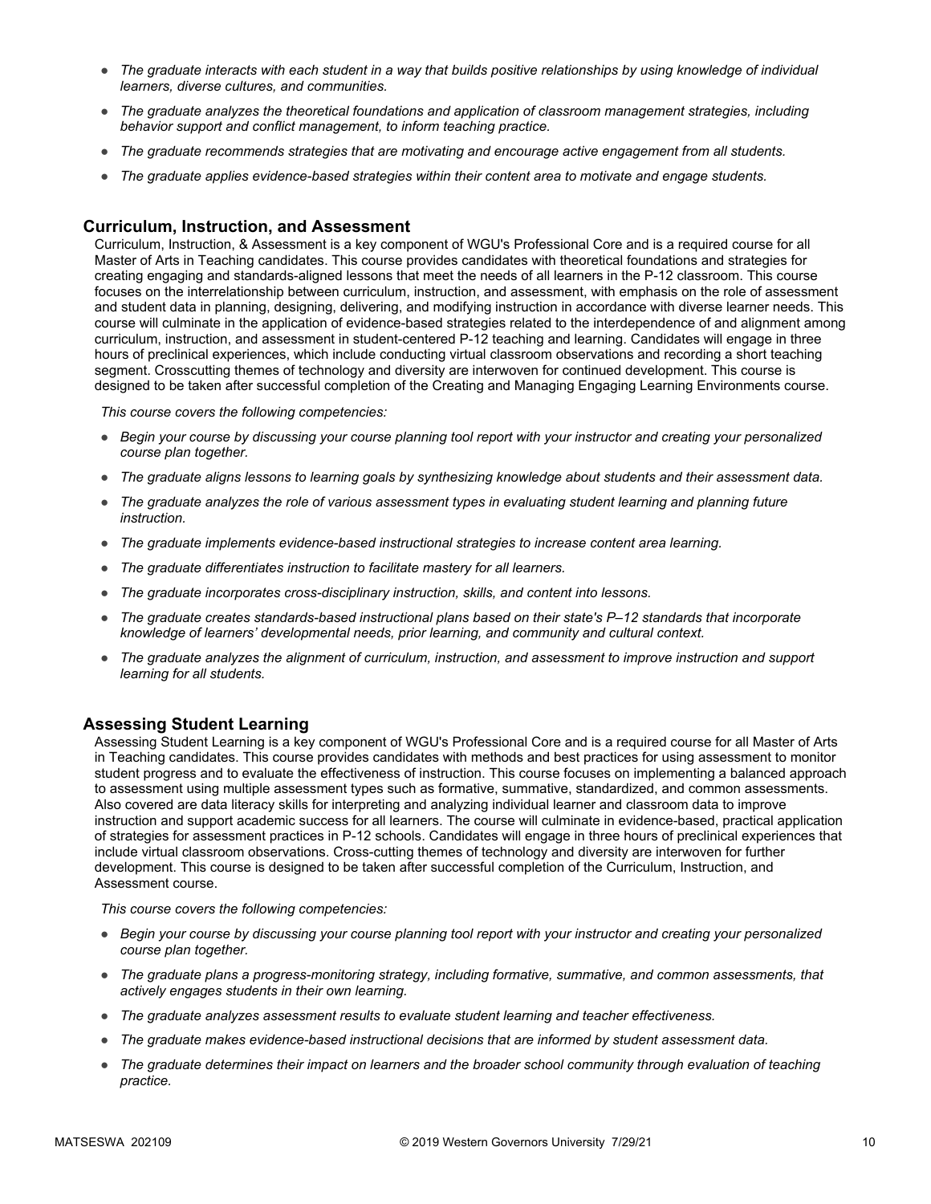- *The graduate interacts with each student in a way that builds positive relationships by using knowledge of individual learners, diverse cultures, and communities.*
- *The graduate analyzes the theoretical foundations and application of classroom management strategies, including behavior support and conflict management, to inform teaching practice.*
- *The graduate recommends strategies that are motivating and encourage active engagement from all students.*
- *The graduate applies evidence-based strategies within their content area to motivate and engage students.*

### Curriculum, Instruction, and Assessment

Curriculum, Instruction, & Assessment is a key component of WGU's Professional Core and is a required course for all Master of Arts in Teaching candidates. This course provides candidates with theoretical foundations and strategies for creating engaging and standards-aligned lessons that meet the needs of all learners in the P-12 classroom. This course focuses on the interrelationship between curriculum, instruction, and assessment, with emphasis on the role of assessment and student data in planning, designing, delivering, and modifying instruction in accordance with diverse learner needs. This course will culminate in the application of evidence-based strategies related to the interdependence of and alignment among curriculum, instruction, and assessment in student-centered P-12 teaching and learning. Candidates will engage in three hours of preclinical experiences, which include conducting virtual classroom observations and recording a short teaching segment. Crosscutting themes of technology and diversity are interwoven for continued development. This course is designed to be taken after successful completion of the Creating and Managing Engaging Learning Environments course.

*This course covers the following competencies:*

- *Begin your course by discussing your course planning tool report with your instructor and creating your personalized course plan together.*
- *The graduate aligns lessons to learning goals by synthesizing knowledge about students and their assessment data.*
- *The graduate analyzes the role of various assessment types in evaluating student learning and planning future instruction.*
- *The graduate implements evidence-based instructional strategies to increase content area learning.*
- *The graduate differentiates instruction to facilitate mastery for all learners.*
- *The graduate incorporates cross-disciplinary instruction, skills, and content into lessons.*
- *The graduate creates standards-based instructional plans based on their state's P–12 standards that incorporate knowledge of learners' developmental needs, prior learning, and community and cultural context.*
- *The graduate analyzes the alignment of curriculum, instruction, and assessment to improve instruction and support learning for all students.*

### Assessing Student Learning

Assessing Student Learning is a key component of WGU's Professional Core and is a required course for all Master of Arts in Teaching candidates. This course provides candidates with methods and best practices for using assessment to monitor student progress and to evaluate the effectiveness of instruction. This course focuses on implementing a balanced approach to assessment using multiple assessment types such as formative, summative, standardized, and common assessments. Also covered are data literacy skills for interpreting and analyzing individual learner and classroom data to improve instruction and support academic success for all learners. The course will culminate in evidence-based, practical application of strategies for assessment practices in P-12 schools. Candidates will engage in three hours of preclinical experiences that include virtual classroom observations. Cross-cutting themes of technology and diversity are interwoven for further development. This course is designed to be taken after successful completion of the Curriculum, Instruction, and Assessment course.

*This course covers the following competencies:*

- *Begin your course by discussing your course planning tool report with your instructor and creating your personalized course plan together.*
- *The graduate plans a progress-monitoring strategy, including formative, summative, and common assessments, that actively engages students in their own learning.*
- *The graduate analyzes assessment results to evaluate student learning and teacher effectiveness.*
- *The graduate makes evidence-based instructional decisions that are informed by student assessment data.*
- *The graduate determines their impact on learners and the broader school community through evaluation of teaching practice.*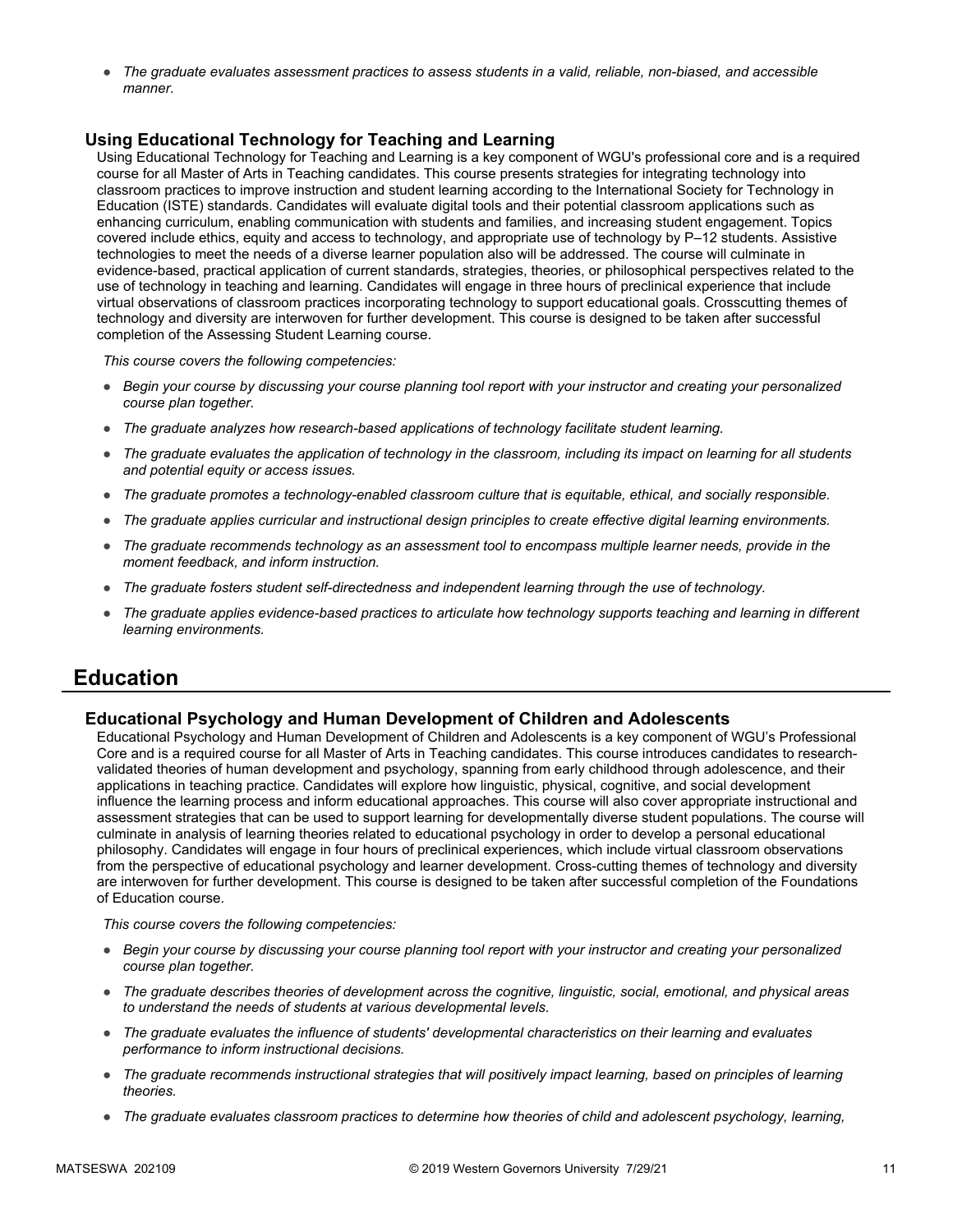- *The graduate evaluates assessment practices to assess students in a valid, reliable, non-biased, and accessible manner.*

### Using Educational Technology for Teaching and Learning

Using Educational Technology for Teaching and Learning is a key component of WGU's professional core and is a required course for all Master of Arts in Teaching candidates. This course presents strategies for integrating technology into classroom practices to improve instruction and student learning according to the International Society for Technology in Education (ISTE) standards. Candidates will evaluate digital tools and their potential classroom applications such as enhancing curriculum, enabling communication with students and families, and increasing student engagement. Topics covered include ethics, equity and access to technology, and appropriate use of technology by P–12 students. Assistive technologies to meet the needs of a diverse learner population also will be addressed. The course will culminate in evidence-based, practical application of current standards, strategies, theories, or philosophical perspectives related to the use of technology in teaching and learning. Candidates will engage in three hours of preclinical experience that include virtual observations of classroom practices incorporating technology to support educational goals. Crosscutting themes of technology and diversity are interwoven for further development. This course is designed to be taken after successful completion of the Assessing Student Learning course.

*This course covers the following competencies:*

- *Begin your course by discussing your course planning tool report with your instructor and creating your personalized course plan together.*
- *The graduate analyzes how research-based applications of technology facilitate student learning.*
- *The graduate evaluates the application of technology in the classroom, including its impact on learning for all students and potential equity or access issues.*
- *The graduate promotes a technology-enabled classroom culture that is equitable, ethical, and socially responsible.*
- *The graduate applies curricular and instructional design principles to create effective digital learning environments.*
- *The graduate recommends technology as an assessment tool to encompass multiple learner needs, provide in the moment feedback, and inform instruction.*
- *The graduate fosters student self-directedness and independent learning through the use of technology.*
- *The graduate applies evidence-based practices to articulate how technology supports teaching and learning in different learning environments.*

## Education

### Educational Psychology and Human Development of Children and Adolescents

Educational Psychology and Human Development of Children and Adolescents is a key component of WGU's Professional Core and is a required course for all Master of Arts in Teaching candidates. This course introduces candidates to research-validated theories of human development and psychology, spanning from early childhood through adolescence, and their applications in teaching practice. Candidates will explore how linguistic, physical, cognitive, and social development influence the learning process and inform educational approaches. This course will also cover appropriate instructional and assessment strategies that can be used to support learning for developmentally diverse student populations. The course will culminate in analysis of learning theories related to educational psychology in order to develop a personal educational philosophy. Candidates will engage in four hours of preclinical experiences, which include virtual classroom observations from the perspective of educational psychology and learner development. Cross-cutting themes of technology and diversity are interwoven for further development. This course is designed to be taken after successful completion of the Foundations of Education course.

*This course covers the following competencies:*

- *Begin your course by discussing your course planning tool report with your instructor and creating your personalized course plan together.*
- *The graduate describes theories of development across the cognitive, linguistic, social, emotional, and physical areas to understand the needs of students at various developmental levels.*
- *The graduate evaluates the influence of students' developmental characteristics on their learning and evaluates performance to inform instructional decisions.*
- *The graduate recommends instructional strategies that will positively impact learning, based on principles of learning theories.*
- *The graduate evaluates classroom practices to determine how theories of child and adolescent psychology, learning,*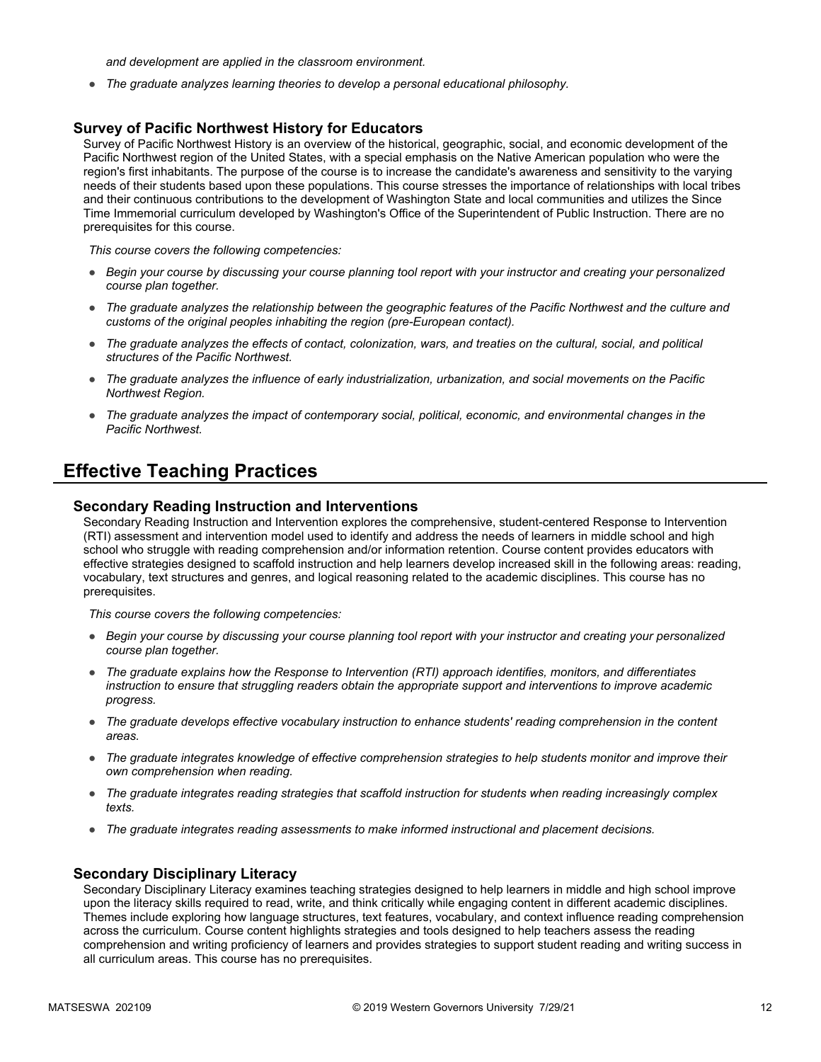*and development are applied in the classroom environment.*

- *The graduate analyzes learning theories to develop a personal educational philosophy.*

### Survey of Pacific Northwest History for Educators

Survey of Pacific Northwest History is an overview of the historical, geographic, social, and economic development of the Pacific Northwest region of the United States, with a special emphasis on the Native American population who were the region's first inhabitants. The purpose of the course is to increase the candidate's awareness and sensitivity to the varying needs of their students based upon these populations. This course stresses the importance of relationships with local tribes and their continuous contributions to the development of Washington State and local communities and utilizes the Since Time Immemorial curriculum developed by Washington's Office of the Superintendent of Public Instruction. There are no prerequisites for this course.

*This course covers the following competencies:*

- *Begin your course by discussing your course planning tool report with your instructor and creating your personalized course plan together.*
- *The graduate analyzes the relationship between the geographic features of the Pacific Northwest and the culture and customs of the original peoples inhabiting the region (pre-European contact).*
- *The graduate analyzes the effects of contact, colonization, wars, and treaties on the cultural, social, and political structures of the Pacific Northwest.*
- *The graduate analyzes the influence of early industrialization, urbanization, and social movements on the Pacific Northwest Region.*
- *The graduate analyzes the impact of contemporary social, political, economic, and environmental changes in the Pacific Northwest.*

## Effective Teaching Practices

### Secondary Reading Instruction and Interventions

Secondary Reading Instruction and Intervention explores the comprehensive, student-centered Response to Intervention (RTI) assessment and intervention model used to identify and address the needs of learners in middle school and high school who struggle with reading comprehension and/or information retention. Course content provides educators with effective strategies designed to scaffold instruction and help learners develop increased skill in the following areas: reading, vocabulary, text structures and genres, and logical reasoning related to the academic disciplines. This course has no prerequisites.

*This course covers the following competencies:*

- *Begin your course by discussing your course planning tool report with your instructor and creating your personalized course plan together.*
- *The graduate explains how the Response to Intervention (RTI) approach identifies, monitors, and differentiates instruction to ensure that struggling readers obtain the appropriate support and interventions to improve academic progress.*
- *The graduate develops effective vocabulary instruction to enhance students' reading comprehension in the content areas.*
- *The graduate integrates knowledge of effective comprehension strategies to help students monitor and improve their own comprehension when reading.*
- *The graduate integrates reading strategies that scaffold instruction for students when reading increasingly complex texts.*
- *The graduate integrates reading assessments to make informed instructional and placement decisions.*

### Secondary Disciplinary Literacy

Secondary Disciplinary Literacy examines teaching strategies designed to help learners in middle and high school improve upon the literacy skills required to read, write, and think critically while engaging content in different academic disciplines. Themes include exploring how language structures, text features, vocabulary, and context influence reading comprehension across the curriculum. Course content highlights strategies and tools designed to help teachers assess the reading comprehension and writing proficiency of learners and provides strategies to support student reading and writing success in all curriculum areas. This course has no prerequisites.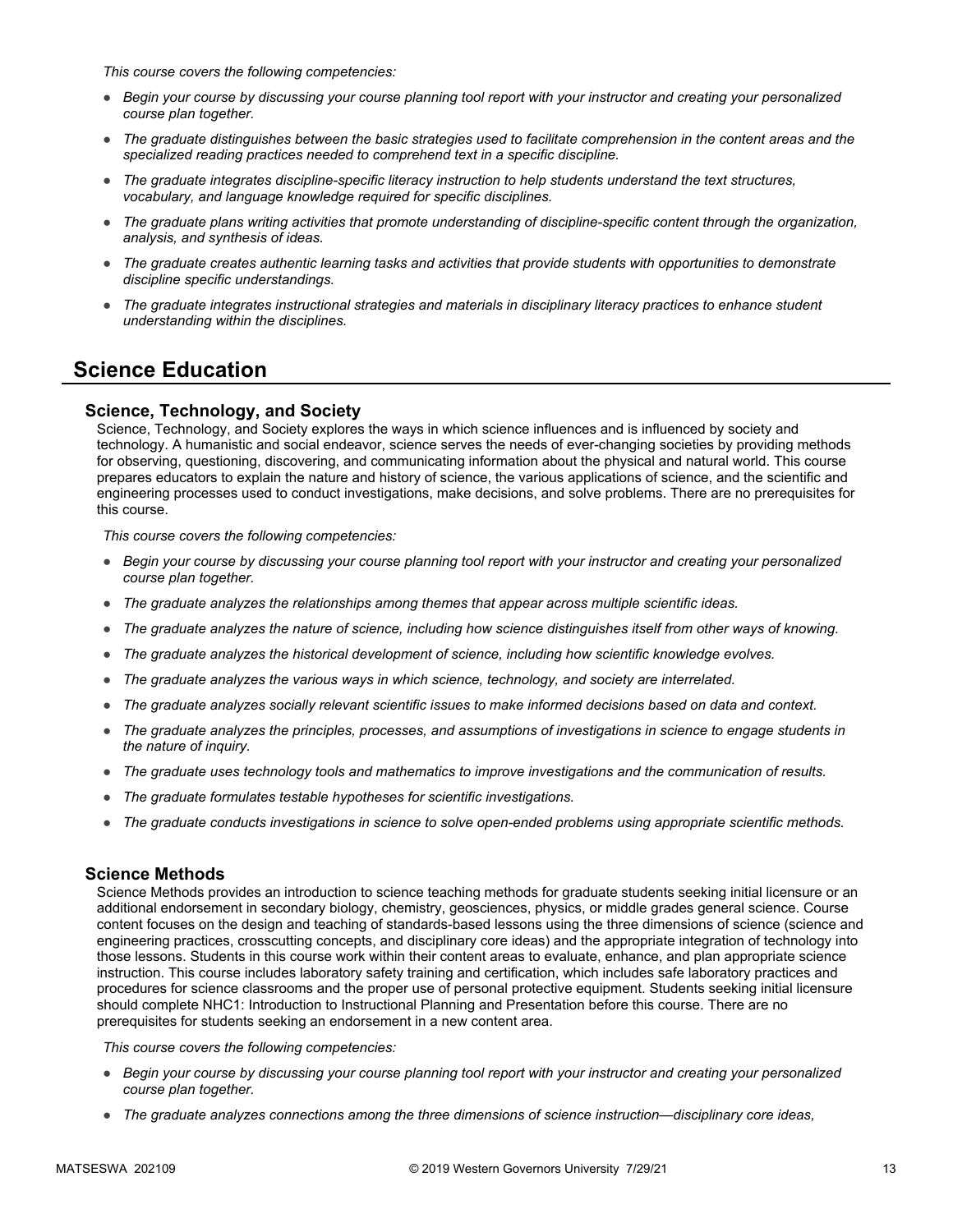*This course covers the following competencies:*

- *Begin your course by discussing your course planning tool report with your instructor and creating your personalized course plan together.*
- *The graduate distinguishes between the basic strategies used to facilitate comprehension in the content areas and the specialized reading practices needed to comprehend text in a specific discipline.*
- *The graduate integrates discipline-specific literacy instruction to help students understand the text structures, vocabulary, and language knowledge required for specific disciplines.*
- *The graduate plans writing activities that promote understanding of discipline-specific content through the organization, analysis, and synthesis of ideas.*
- *The graduate creates authentic learning tasks and activities that provide students with opportunities to demonstrate discipline specific understandings.*
- *The graduate integrates instructional strategies and materials in disciplinary literacy practices to enhance student understanding within the disciplines.*

## Science Education

### Science, Technology, and Society

Science, Technology, and Society explores the ways in which science influences and is influenced by society and technology. A humanistic and social endeavor, science serves the needs of ever-changing societies by providing methods for observing, questioning, discovering, and communicating information about the physical and natural world. This course prepares educators to explain the nature and history of science, the various applications of science, and the scientific and engineering processes used to conduct investigations, make decisions, and solve problems. There are no prerequisites for this course.

*This course covers the following competencies:*

- *Begin your course by discussing your course planning tool report with your instructor and creating your personalized course plan together.*
- *The graduate analyzes the relationships among themes that appear across multiple scientific ideas.*
- *The graduate analyzes the nature of science, including how science distinguishes itself from other ways of knowing.*
- *The graduate analyzes the historical development of science, including how scientific knowledge evolves.*
- *The graduate analyzes the various ways in which science, technology, and society are interrelated.*
- *The graduate analyzes socially relevant scientific issues to make informed decisions based on data and context.*
- *The graduate analyzes the principles, processes, and assumptions of investigations in science to engage students in the nature of inquiry.*
- *The graduate uses technology tools and mathematics to improve investigations and the communication of results.*
- *The graduate formulates testable hypotheses for scientific investigations.*
- *The graduate conducts investigations in science to solve open-ended problems using appropriate scientific methods.*

### Science Methods

Science Methods provides an introduction to science teaching methods for graduate students seeking initial licensure or an additional endorsement in secondary biology, chemistry, geosciences, physics, or middle grades general science. Course content focuses on the design and teaching of standards-based lessons using the three dimensions of science (science and engineering practices, crosscutting concepts, and disciplinary core ideas) and the appropriate integration of technology into those lessons. Students in this course work within their content areas to evaluate, enhance, and plan appropriate science instruction. This course includes laboratory safety training and certification, which includes safe laboratory practices and procedures for science classrooms and the proper use of personal protective equipment. Students seeking initial licensure should complete NHC1: Introduction to Instructional Planning and Presentation before this course. There are no prerequisites for students seeking an endorsement in a new content area.

*This course covers the following competencies:*

- *Begin your course by discussing your course planning tool report with your instructor and creating your personalized course plan together.*
- *The graduate analyzes connections among the three dimensions of science instruction—disciplinary core ideas,*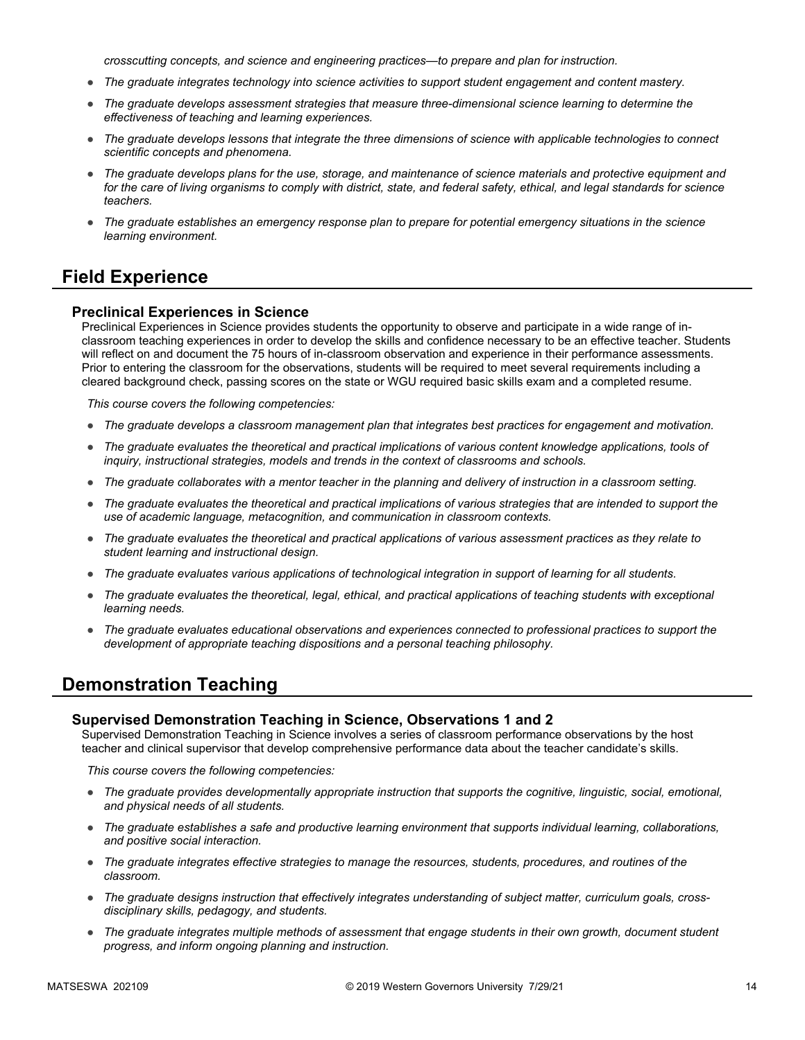*crosscutting concepts, and science and engineering practices—to prepare and plan for instruction.*

- *The graduate integrates technology into science activities to support student engagement and content mastery.*
- *The graduate develops assessment strategies that measure three-dimensional science learning to determine the effectiveness of teaching and learning experiences.*
- *The graduate develops lessons that integrate the three dimensions of science with applicable technologies to connect scientific concepts and phenomena.*
- *The graduate develops plans for the use, storage, and maintenance of science materials and protective equipment and for the care of living organisms to comply with district, state, and federal safety, ethical, and legal standards for science teachers.*
- *The graduate establishes an emergency response plan to prepare for potential emergency situations in the science learning environment.*

## Field Experience

### Preclinical Experiences in Science

Preclinical Experiences in Science provides students the opportunity to observe and participate in a wide range of in-classroom teaching experiences in order to develop the skills and confidence necessary to be an effective teacher. Students will reflect on and document the 75 hours of in-classroom observation and experience in their performance assessments. Prior to entering the classroom for the observations, students will be required to meet several requirements including a cleared background check, passing scores on the state or WGU required basic skills exam and a completed resume.

*This course covers the following competencies:*

- *The graduate develops a classroom management plan that integrates best practices for engagement and motivation.*
- *The graduate evaluates the theoretical and practical implications of various content knowledge applications, tools of inquiry, instructional strategies, models and trends in the context of classrooms and schools.*
- *The graduate collaborates with a mentor teacher in the planning and delivery of instruction in a classroom setting.*
- *The graduate evaluates the theoretical and practical implications of various strategies that are intended to support the use of academic language, metacognition, and communication in classroom contexts.*
- *The graduate evaluates the theoretical and practical applications of various assessment practices as they relate to student learning and instructional design.*
- *The graduate evaluates various applications of technological integration in support of learning for all students.*
- *The graduate evaluates the theoretical, legal, ethical, and practical applications of teaching students with exceptional learning needs.*
- *The graduate evaluates educational observations and experiences connected to professional practices to support the development of appropriate teaching dispositions and a personal teaching philosophy.*

## Demonstration Teaching

### Supervised Demonstration Teaching in Science, Observations 1 and 2

Supervised Demonstration Teaching in Science involves a series of classroom performance observations by the host teacher and clinical supervisor that develop comprehensive performance data about the teacher candidate's skills.

*This course covers the following competencies:*

- *The graduate provides developmentally appropriate instruction that supports the cognitive, linguistic, social, emotional, and physical needs of all students.*
- *The graduate establishes a safe and productive learning environment that supports individual learning, collaborations, and positive social interaction.*
- *The graduate integrates effective strategies to manage the resources, students, procedures, and routines of the classroom.*
- *The graduate designs instruction that effectively integrates understanding of subject matter, curriculum goals, cross-disciplinary skills, pedagogy, and students.*
- *The graduate integrates multiple methods of assessment that engage students in their own growth, document student progress, and inform ongoing planning and instruction.*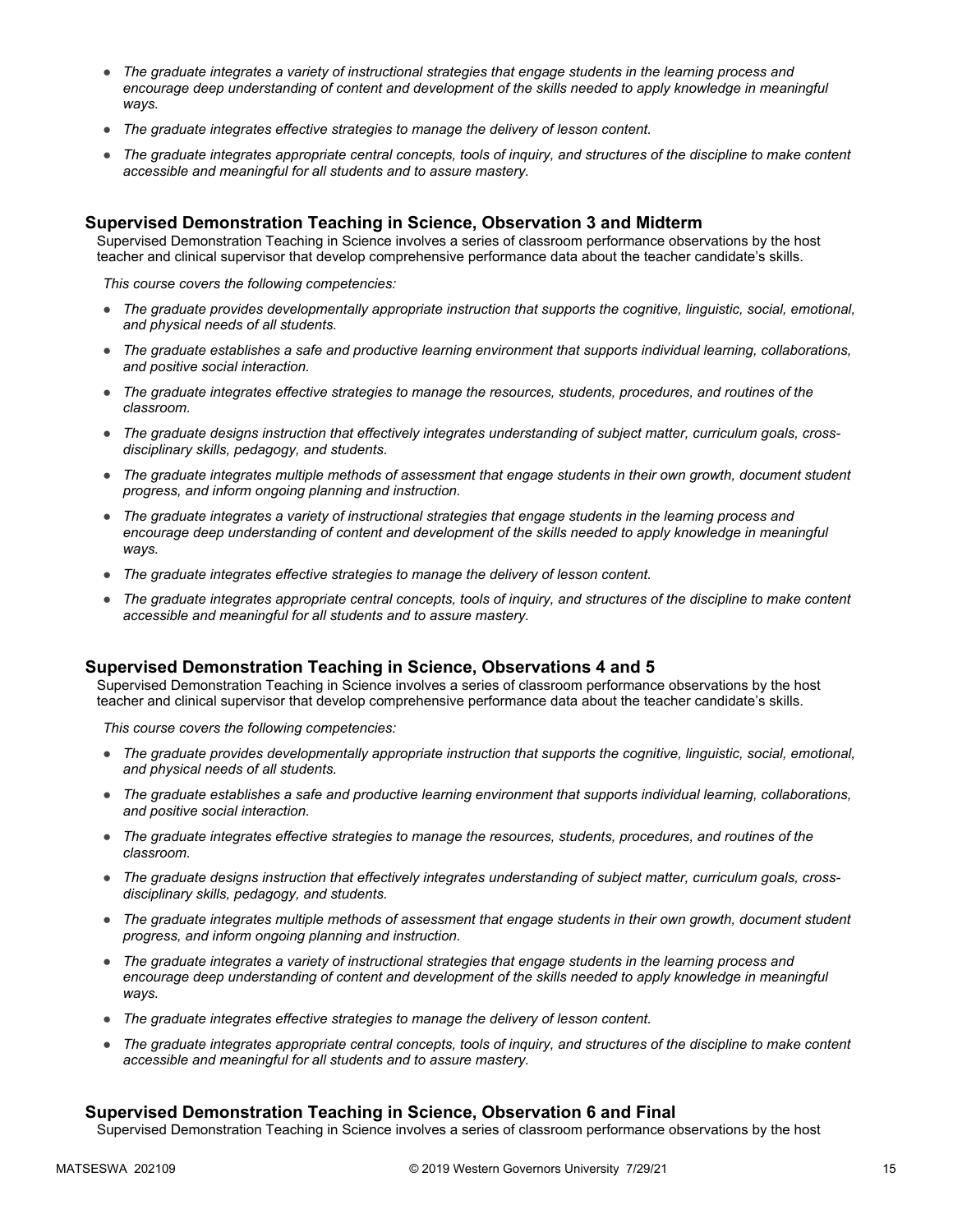- *The graduate integrates a variety of instructional strategies that engage students in the learning process and encourage deep understanding of content and development of the skills needed to apply knowledge in meaningful ways.*
- *The graduate integrates effective strategies to manage the delivery of lesson content.*
- *The graduate integrates appropriate central concepts, tools of inquiry, and structures of the discipline to make content accessible and meaningful for all students and to assure mastery.*

### Supervised Demonstration Teaching in Science, Observation 3 and Midterm

Supervised Demonstration Teaching in Science involves a series of classroom performance observations by the host teacher and clinical supervisor that develop comprehensive performance data about the teacher candidate's skills.

*This course covers the following competencies:*

- *The graduate provides developmentally appropriate instruction that supports the cognitive, linguistic, social, emotional, and physical needs of all students.*
- *The graduate establishes a safe and productive learning environment that supports individual learning, collaborations, and positive social interaction.*
- *The graduate integrates effective strategies to manage the resources, students, procedures, and routines of the classroom.*
- *The graduate designs instruction that effectively integrates understanding of subject matter, curriculum goals, cross-disciplinary skills, pedagogy, and students.*
- *The graduate integrates multiple methods of assessment that engage students in their own growth, document student progress, and inform ongoing planning and instruction.*
- *The graduate integrates a variety of instructional strategies that engage students in the learning process and encourage deep understanding of content and development of the skills needed to apply knowledge in meaningful ways.*
- *The graduate integrates effective strategies to manage the delivery of lesson content.*
- *The graduate integrates appropriate central concepts, tools of inquiry, and structures of the discipline to make content accessible and meaningful for all students and to assure mastery.*

### Supervised Demonstration Teaching in Science, Observations 4 and 5

Supervised Demonstration Teaching in Science involves a series of classroom performance observations by the host teacher and clinical supervisor that develop comprehensive performance data about the teacher candidate's skills.

*This course covers the following competencies:*

- *The graduate provides developmentally appropriate instruction that supports the cognitive, linguistic, social, emotional, and physical needs of all students.*
- *The graduate establishes a safe and productive learning environment that supports individual learning, collaborations, and positive social interaction.*
- *The graduate integrates effective strategies to manage the resources, students, procedures, and routines of the classroom.*
- *The graduate designs instruction that effectively integrates understanding of subject matter, curriculum goals, cross-disciplinary skills, pedagogy, and students.*
- *The graduate integrates multiple methods of assessment that engage students in their own growth, document student progress, and inform ongoing planning and instruction.*
- *The graduate integrates a variety of instructional strategies that engage students in the learning process and encourage deep understanding of content and development of the skills needed to apply knowledge in meaningful ways.*
- *The graduate integrates effective strategies to manage the delivery of lesson content.*
- *The graduate integrates appropriate central concepts, tools of inquiry, and structures of the discipline to make content accessible and meaningful for all students and to assure mastery.*

### Supervised Demonstration Teaching in Science, Observation 6 and Final

Supervised Demonstration Teaching in Science involves a series of classroom performance observations by the host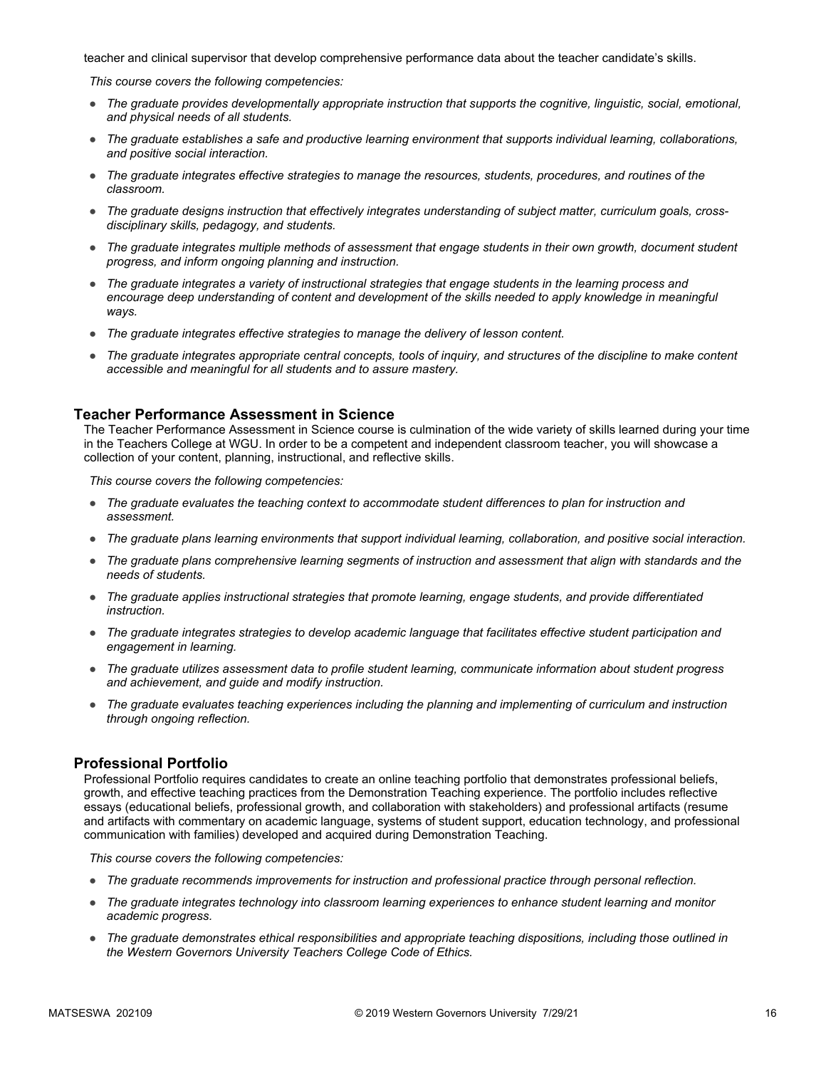teacher and clinical supervisor that develop comprehensive performance data about the teacher candidate's skills.

*This course covers the following competencies:*

- *The graduate provides developmentally appropriate instruction that supports the cognitive, linguistic, social, emotional, and physical needs of all students.*
- *The graduate establishes a safe and productive learning environment that supports individual learning, collaborations, and positive social interaction.*
- *The graduate integrates effective strategies to manage the resources, students, procedures, and routines of the classroom.*
- *The graduate designs instruction that effectively integrates understanding of subject matter, curriculum goals, cross-disciplinary skills, pedagogy, and students.*
- *The graduate integrates multiple methods of assessment that engage students in their own growth, document student progress, and inform ongoing planning and instruction.*
- *The graduate integrates a variety of instructional strategies that engage students in the learning process and encourage deep understanding of content and development of the skills needed to apply knowledge in meaningful ways.*
- *The graduate integrates effective strategies to manage the delivery of lesson content.*
- *The graduate integrates appropriate central concepts, tools of inquiry, and structures of the discipline to make content accessible and meaningful for all students and to assure mastery.*

### Teacher Performance Assessment in Science

The Teacher Performance Assessment in Science course is culmination of the wide variety of skills learned during your time in the Teachers College at WGU. In order to be a competent and independent classroom teacher, you will showcase a collection of your content, planning, instructional, and reflective skills.

*This course covers the following competencies:*

- *The graduate evaluates the teaching context to accommodate student differences to plan for instruction and assessment.*
- *The graduate plans learning environments that support individual learning, collaboration, and positive social interaction.*
- *The graduate plans comprehensive learning segments of instruction and assessment that align with standards and the needs of students.*
- *The graduate applies instructional strategies that promote learning, engage students, and provide differentiated instruction.*
- *The graduate integrates strategies to develop academic language that facilitates effective student participation and engagement in learning.*
- *The graduate utilizes assessment data to profile student learning, communicate information about student progress and achievement, and guide and modify instruction.*
- *The graduate evaluates teaching experiences including the planning and implementing of curriculum and instruction through ongoing reflection.*

### Professional Portfolio

Professional Portfolio requires candidates to create an online teaching portfolio that demonstrates professional beliefs, growth, and effective teaching practices from the Demonstration Teaching experience. The portfolio includes reflective essays (educational beliefs, professional growth, and collaboration with stakeholders) and professional artifacts (resume and artifacts with commentary on academic language, systems of student support, education technology, and professional communication with families) developed and acquired during Demonstration Teaching.

*This course covers the following competencies:*

- *The graduate recommends improvements for instruction and professional practice through personal reflection.*
- *The graduate integrates technology into classroom learning experiences to enhance student learning and monitor academic progress.*
- *The graduate demonstrates ethical responsibilities and appropriate teaching dispositions, including those outlined in the Western Governors University Teachers College Code of Ethics.*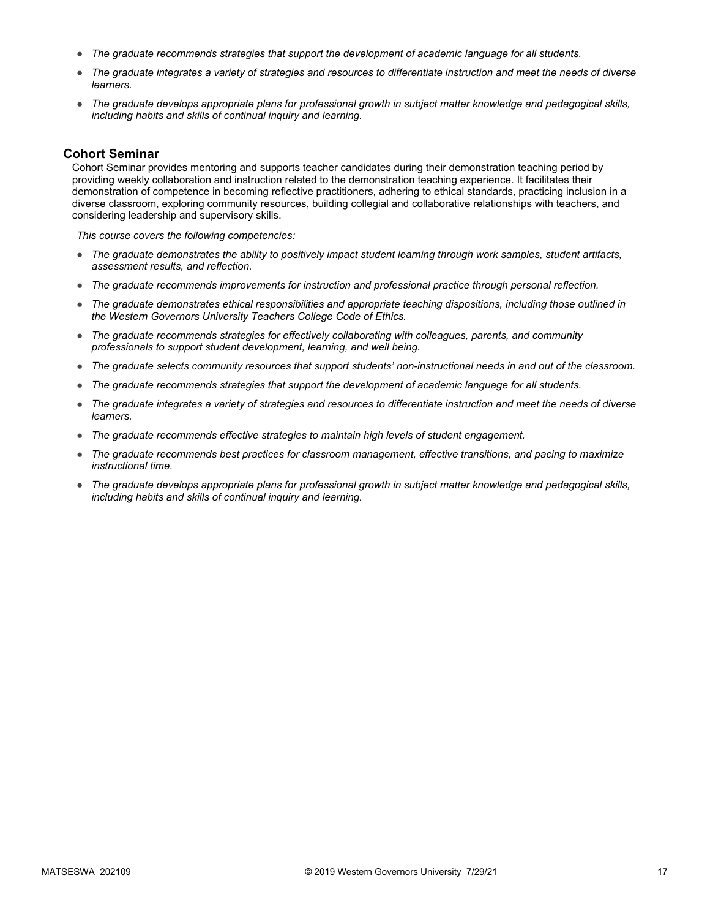- *The graduate recommends strategies that support the development of academic language for all students.*
- *The graduate integrates a variety of strategies and resources to differentiate instruction and meet the needs of diverse learners.*
- *The graduate develops appropriate plans for professional growth in subject matter knowledge and pedagogical skills, including habits and skills of continual inquiry and learning.*

## Cohort Seminar

Cohort Seminar provides mentoring and supports teacher candidates during their demonstration teaching period by providing weekly collaboration and instruction related to the demonstration teaching experience. It facilitates their demonstration of competence in becoming reflective practitioners, adhering to ethical standards, practicing inclusion in a diverse classroom, exploring community resources, building collegial and collaborative relationships with teachers, and considering leadership and supervisory skills.

*This course covers the following competencies:*

- *The graduate demonstrates the ability to positively impact student learning through work samples, student artifacts, assessment results, and reflection.*
- *The graduate recommends improvements for instruction and professional practice through personal reflection.*
- *The graduate demonstrates ethical responsibilities and appropriate teaching dispositions, including those outlined in the Western Governors University Teachers College Code of Ethics.*
- *The graduate recommends strategies for effectively collaborating with colleagues, parents, and community professionals to support student development, learning, and well being.*
- *The graduate selects community resources that support students' non-instructional needs in and out of the classroom.*
- *The graduate recommends strategies that support the development of academic language for all students.*
- *The graduate integrates a variety of strategies and resources to differentiate instruction and meet the needs of diverse learners.*
- *The graduate recommends effective strategies to maintain high levels of student engagement.*
- *The graduate recommends best practices for classroom management, effective transitions, and pacing to maximize instructional time.*
- *The graduate develops appropriate plans for professional growth in subject matter knowledge and pedagogical skills, including habits and skills of continual inquiry and learning.*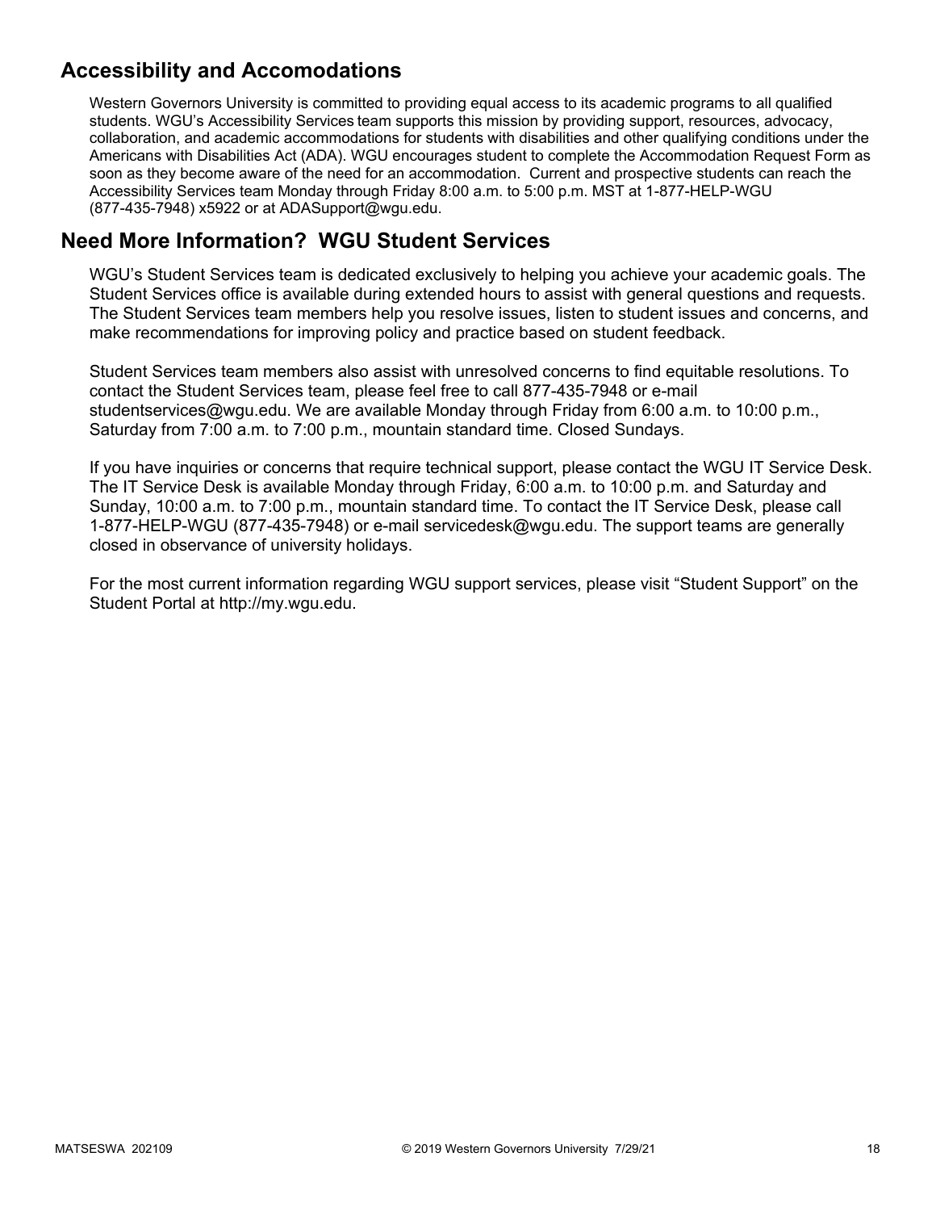## Accessibility and Accomodations

Western Governors University is committed to providing equal access to its academic programs to all qualified students. WGU's Accessibility Services team supports this mission by providing support, resources, advocacy, collaboration, and academic accommodations for students with disabilities and other qualifying conditions under the Americans with Disabilities Act (ADA). WGU encourages student to complete the Accommodation Request Form as soon as they become aware of the need for an accommodation. Current and prospective students can reach the Accessibility Services team Monday through Friday 8:00 a.m. to 5:00 p.m. MST at 1-877-HELP-WGU (877-435-7948) x5922 or at ADASupport@wgu.edu.

## Need More Information? WGU Student Services

WGU's Student Services team is dedicated exclusively to helping you achieve your academic goals. The Student Services office is available during extended hours to assist with general questions and requests. The Student Services team members help you resolve issues, listen to student issues and concerns, and make recommendations for improving policy and practice based on student feedback.

Student Services team members also assist with unresolved concerns to find equitable resolutions. To contact the Student Services team, please feel free to call 877-435-7948 or e-mail studentservices@wgu.edu. We are available Monday through Friday from 6:00 a.m. to 10:00 p.m., Saturday from 7:00 a.m. to 7:00 p.m., mountain standard time. Closed Sundays.

If you have inquiries or concerns that require technical support, please contact the WGU IT Service Desk. The IT Service Desk is available Monday through Friday, 6:00 a.m. to 10:00 p.m. and Saturday and Sunday, 10:00 a.m. to 7:00 p.m., mountain standard time. To contact the IT Service Desk, please call 1-877-HELP-WGU (877-435-7948) or e-mail servicedesk@wgu.edu. The support teams are generally closed in observance of university holidays.

For the most current information regarding WGU support services, please visit "Student Support" on the Student Portal at http://my.wgu.edu.